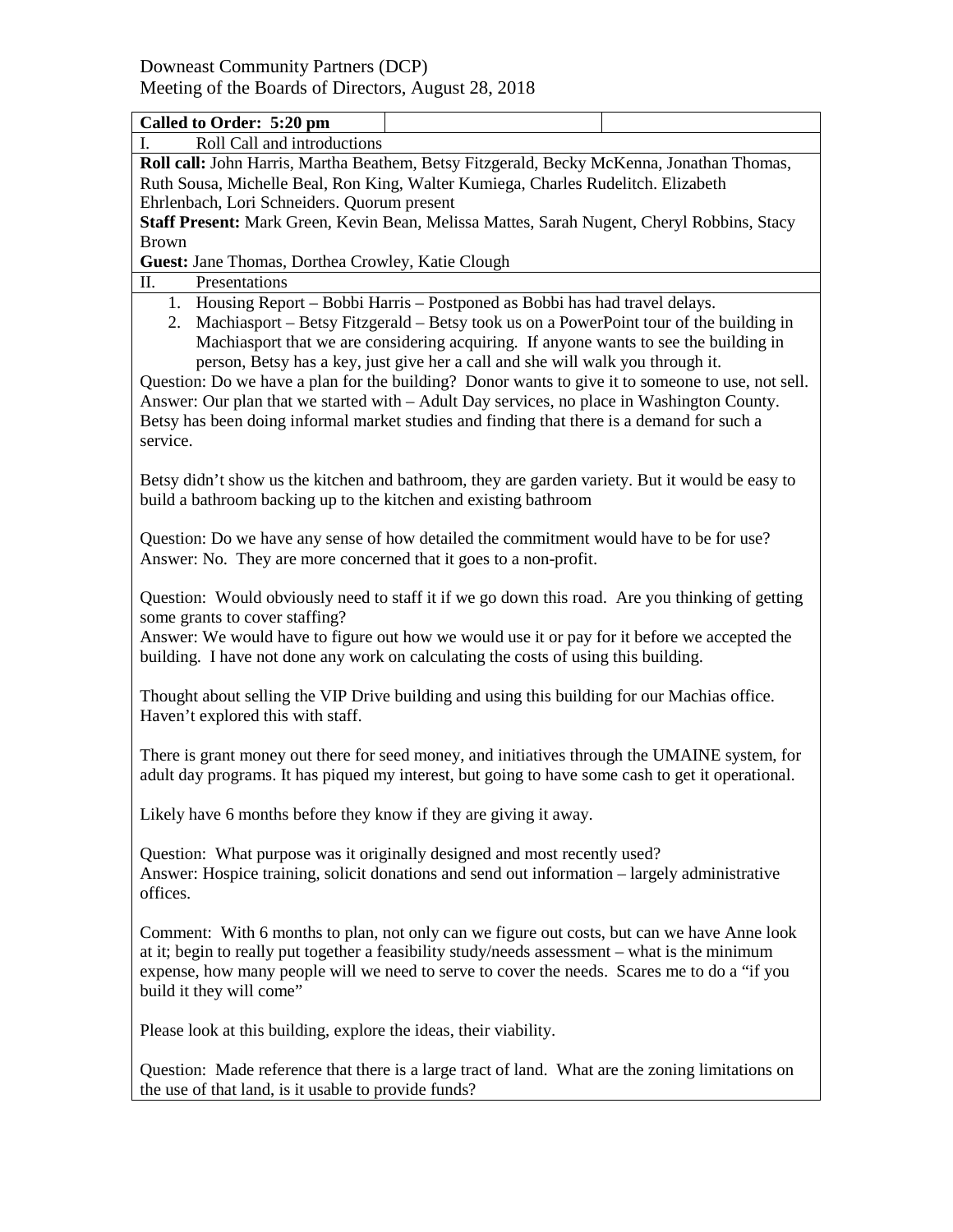Downeast Community Partners (DCP)
Meeting of the Boards of Directors, August 28, 2018

| **Called to Order: 5:20 pm** | | |
|---|---|---|

I. Roll Call and introductions

**Roll call:** John Harris, Martha Beathem, Betsy Fitzgerald, Becky McKenna, Jonathan Thomas, Ruth Sousa, Michelle Beal, Ron King, Walter Kumiega, Charles Rudelitch. Elizabeth Ehrlenbach, Lori Schneiders. Quorum present

**Staff Present:** Mark Green, Kevin Bean, Melissa Mattes, Sarah Nugent, Cheryl Robbins, Stacy Brown

**Guest:** Jane Thomas, Dorthea Crowley, Katie Clough

II. Presentations

1. Housing Report – Bobbi Harris – Postponed as Bobbi has had travel delays.
2. Machiasport – Betsy Fitzgerald – Betsy took us on a PowerPoint tour of the building in Machiasport that we are considering acquiring. If anyone wants to see the building in person, Betsy has a key, just give her a call and she will walk you through it.

Question: Do we have a plan for the building? Donor wants to give it to someone to use, not sell.
Answer: Our plan that we started with – Adult Day services, no place in Washington County. Betsy has been doing informal market studies and finding that there is a demand for such a service.

Betsy didn't show us the kitchen and bathroom, they are garden variety. But it would be easy to build a bathroom backing up to the kitchen and existing bathroom

Question: Do we have any sense of how detailed the commitment would have to be for use?
Answer: No. They are more concerned that it goes to a non-profit.

Question: Would obviously need to staff it if we go down this road. Are you thinking of getting some grants to cover staffing?
Answer: We would have to figure out how we would use it or pay for it before we accepted the building. I have not done any work on calculating the costs of using this building.

Thought about selling the VIP Drive building and using this building for our Machias office. Haven't explored this with staff.

There is grant money out there for seed money, and initiatives through the UMAINE system, for adult day programs. It has piqued my interest, but going to have some cash to get it operational.

Likely have 6 months before they know if they are giving it away.

Question: What purpose was it originally designed and most recently used?
Answer: Hospice training, solicit donations and send out information – largely administrative offices.

Comment: With 6 months to plan, not only can we figure out costs, but can we have Anne look at it; begin to really put together a feasibility study/needs assessment – what is the minimum expense, how many people will we need to serve to cover the needs. Scares me to do a "if you build it they will come"

Please look at this building, explore the ideas, their viability.

Question: Made reference that there is a large tract of land. What are the zoning limitations on the use of that land, is it usable to provide funds?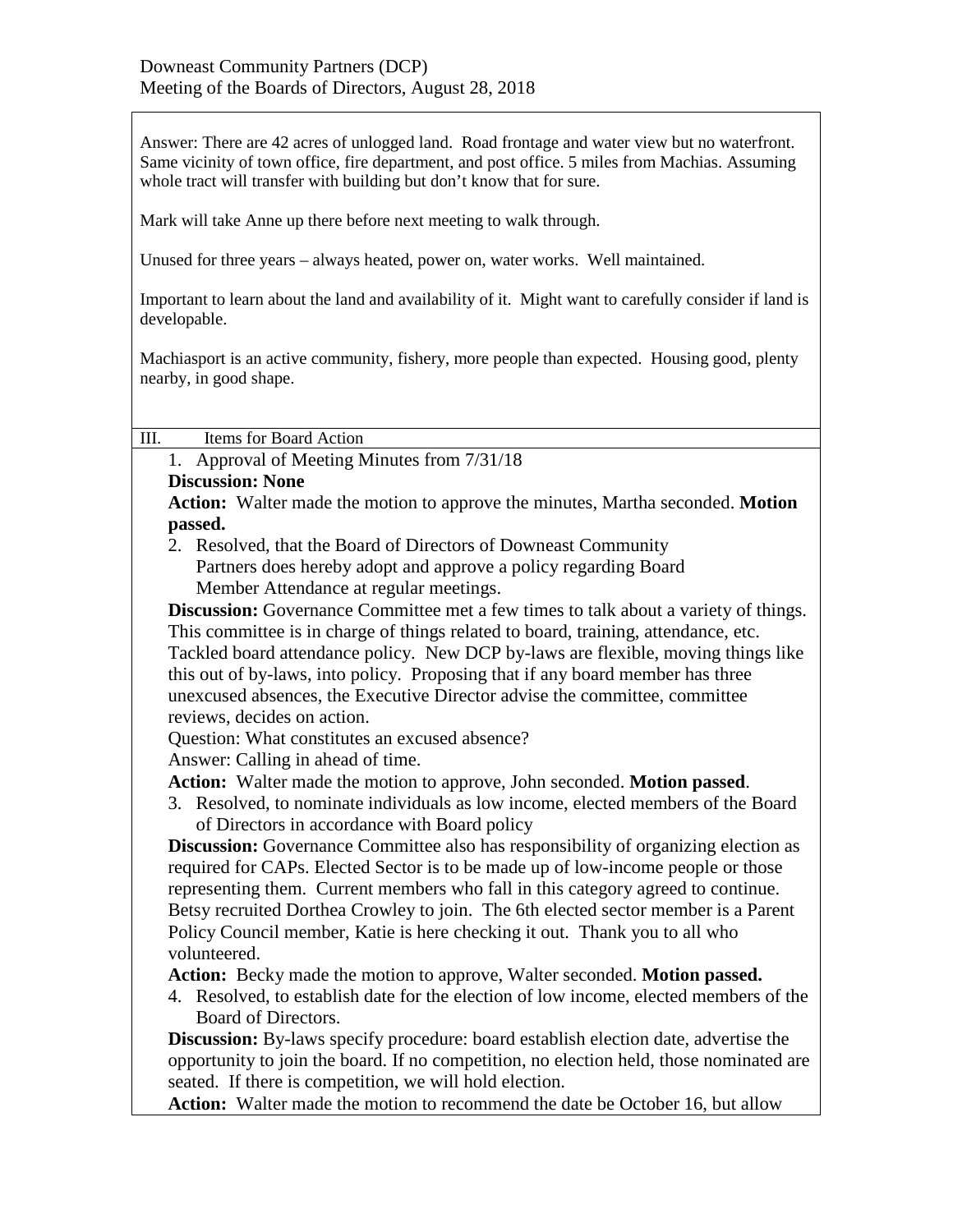Answer: There are 42 acres of unlogged land. Road frontage and water view but no waterfront. Same vicinity of town office, fire department, and post office. 5 miles from Machias. Assuming whole tract will transfer with building but don't know that for sure.

Mark will take Anne up there before next meeting to walk through.

Unused for three years – always heated, power on, water works. Well maintained.

Important to learn about the land and availability of it. Might want to carefully consider if land is developable.

Machiasport is an active community, fishery, more people than expected. Housing good, plenty nearby, in good shape.

## III. Items for Board Action

1. Approval of Meeting Minutes from 7/31/18

   **Discussion: None**

   **Action:** Walter made the motion to approve the minutes, Martha seconded. **Motion passed.**

2. Resolved, that the Board of Directors of Downeast Community Partners does hereby adopt and approve a policy regarding Board Member Attendance at regular meetings.

   **Discussion:** Governance Committee met a few times to talk about a variety of things. This committee is in charge of things related to board, training, attendance, etc. Tackled board attendance policy. New DCP by-laws are flexible, moving things like this out of by-laws, into policy. Proposing that if any board member has three unexcused absences, the Executive Director advise the committee, committee reviews, decides on action.

   Question: What constitutes an excused absence?

   Answer: Calling in ahead of time.

   **Action:** Walter made the motion to approve, John seconded. **Motion passed**.

3. Resolved, to nominate individuals as low income, elected members of the Board of Directors in accordance with Board policy

   **Discussion:** Governance Committee also has responsibility of organizing election as required for CAPs. Elected Sector is to be made up of low-income people or those representing them. Current members who fall in this category agreed to continue. Betsy recruited Dorthea Crowley to join. The 6th elected sector member is a Parent Policy Council member, Katie is here checking it out. Thank you to all who volunteered.

   **Action:** Becky made the motion to approve, Walter seconded. **Motion passed.**

4. Resolved, to establish date for the election of low income, elected members of the Board of Directors.

   **Discussion:** By-laws specify procedure: board establish election date, advertise the opportunity to join the board. If no competition, no election held, those nominated are seated. If there is competition, we will hold election.

   **Action:** Walter made the motion to recommend the date be October 16, but allow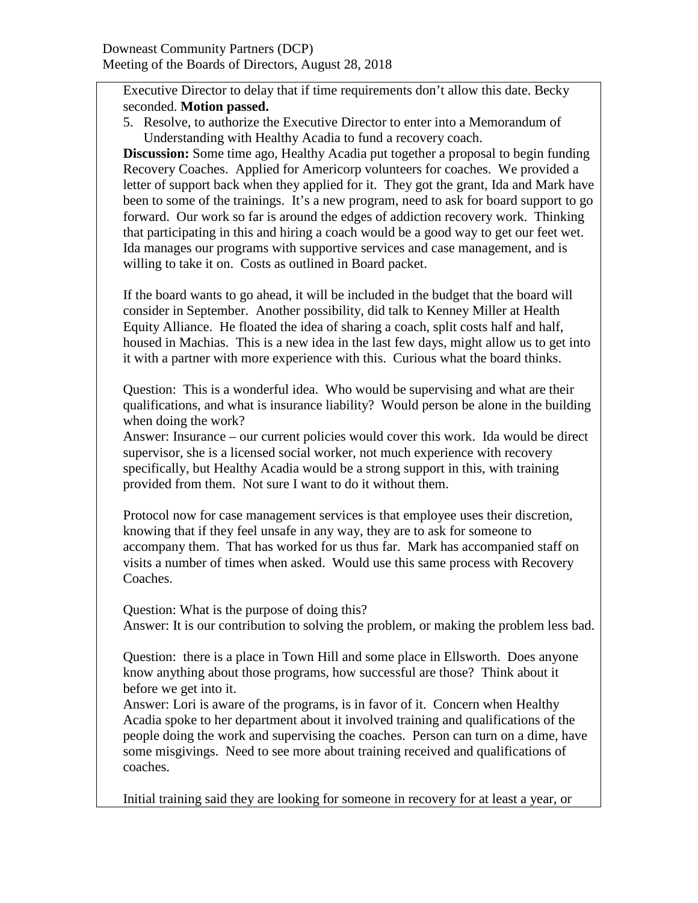Executive Director to delay that if time requirements don't allow this date. Becky seconded. **Motion passed.**

5. Resolve, to authorize the Executive Director to enter into a Memorandum of Understanding with Healthy Acadia to fund a recovery coach.

**Discussion:** Some time ago, Healthy Acadia put together a proposal to begin funding Recovery Coaches. Applied for Americorp volunteers for coaches. We provided a letter of support back when they applied for it. They got the grant, Ida and Mark have been to some of the trainings. It's a new program, need to ask for board support to go forward. Our work so far is around the edges of addiction recovery work. Thinking that participating in this and hiring a coach would be a good way to get our feet wet. Ida manages our programs with supportive services and case management, and is willing to take it on. Costs as outlined in Board packet.

If the board wants to go ahead, it will be included in the budget that the board will consider in September. Another possibility, did talk to Kenney Miller at Health Equity Alliance. He floated the idea of sharing a coach, split costs half and half, housed in Machias. This is a new idea in the last few days, might allow us to get into it with a partner with more experience with this. Curious what the board thinks.

Question: This is a wonderful idea. Who would be supervising and what are their qualifications, and what is insurance liability? Would person be alone in the building when doing the work?

Answer: Insurance – our current policies would cover this work. Ida would be direct supervisor, she is a licensed social worker, not much experience with recovery specifically, but Healthy Acadia would be a strong support in this, with training provided from them. Not sure I want to do it without them.

Protocol now for case management services is that employee uses their discretion, knowing that if they feel unsafe in any way, they are to ask for someone to accompany them. That has worked for us thus far. Mark has accompanied staff on visits a number of times when asked. Would use this same process with Recovery Coaches.

Question: What is the purpose of doing this?

Answer: It is our contribution to solving the problem, or making the problem less bad.

Question: there is a place in Town Hill and some place in Ellsworth. Does anyone know anything about those programs, how successful are those? Think about it before we get into it.

Answer: Lori is aware of the programs, is in favor of it. Concern when Healthy Acadia spoke to her department about it involved training and qualifications of the people doing the work and supervising the coaches. Person can turn on a dime, have some misgivings. Need to see more about training received and qualifications of coaches.

Initial training said they are looking for someone in recovery for at least a year, or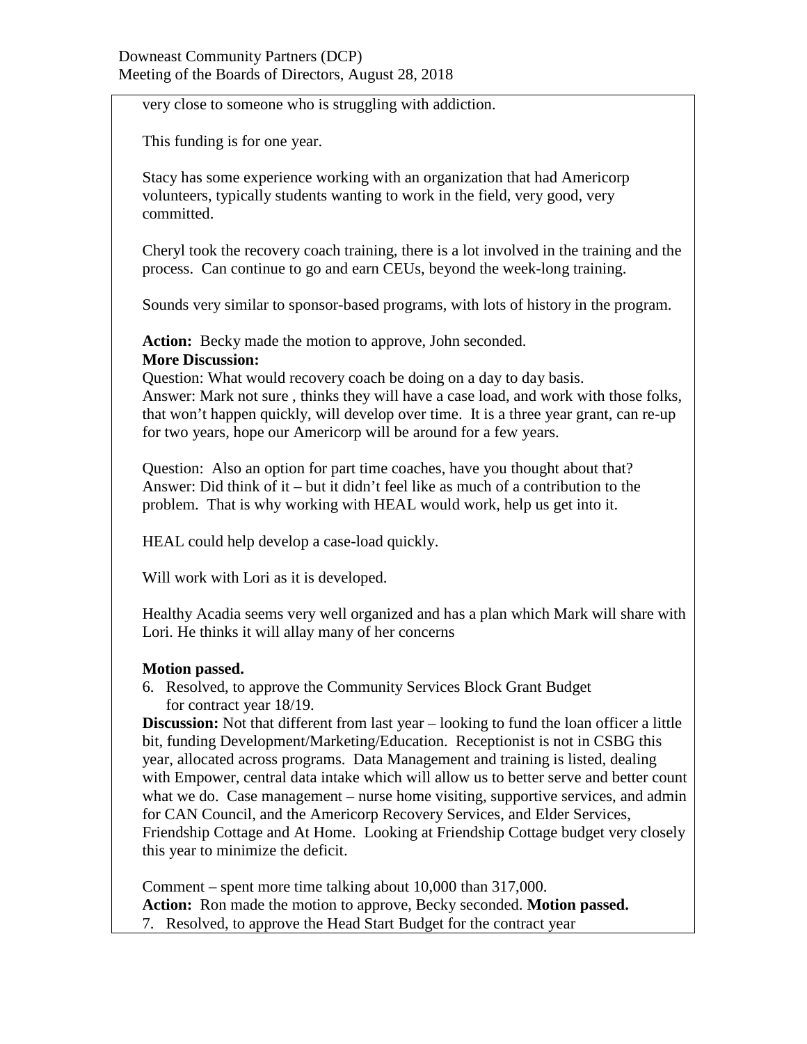very close to someone who is struggling with addiction.

This funding is for one year.

Stacy has some experience working with an organization that had Americorp volunteers, typically students wanting to work in the field, very good, very committed.

Cheryl took the recovery coach training, there is a lot involved in the training and the process. Can continue to go and earn CEUs, beyond the week-long training.

Sounds very similar to sponsor-based programs, with lots of history in the program.

**Action:** Becky made the motion to approve, John seconded.
**More Discussion:**
Question: What would recovery coach be doing on a day to day basis.
Answer: Mark not sure , thinks they will have a case load, and work with those folks, that won't happen quickly, will develop over time. It is a three year grant, can re-up for two years, hope our Americorp will be around for a few years.

Question: Also an option for part time coaches, have you thought about that?
Answer: Did think of it – but it didn't feel like as much of a contribution to the problem. That is why working with HEAL would work, help us get into it.

HEAL could help develop a case-load quickly.

Will work with Lori as it is developed.

Healthy Acadia seems very well organized and has a plan which Mark will share with Lori. He thinks it will allay many of her concerns

**Motion passed.**

6. Resolved, to approve the Community Services Block Grant Budget for contract year 18/19.

**Discussion:** Not that different from last year – looking to fund the loan officer a little bit, funding Development/Marketing/Education. Receptionist is not in CSBG this year, allocated across programs. Data Management and training is listed, dealing with Empower, central data intake which will allow us to better serve and better count what we do. Case management – nurse home visiting, supportive services, and admin for CAN Council, and the Americorp Recovery Services, and Elder Services, Friendship Cottage and At Home. Looking at Friendship Cottage budget very closely this year to minimize the deficit.

Comment – spent more time talking about 10,000 than 317,000.
**Action:** Ron made the motion to approve, Becky seconded. **Motion passed.**

7. Resolved, to approve the Head Start Budget for the contract year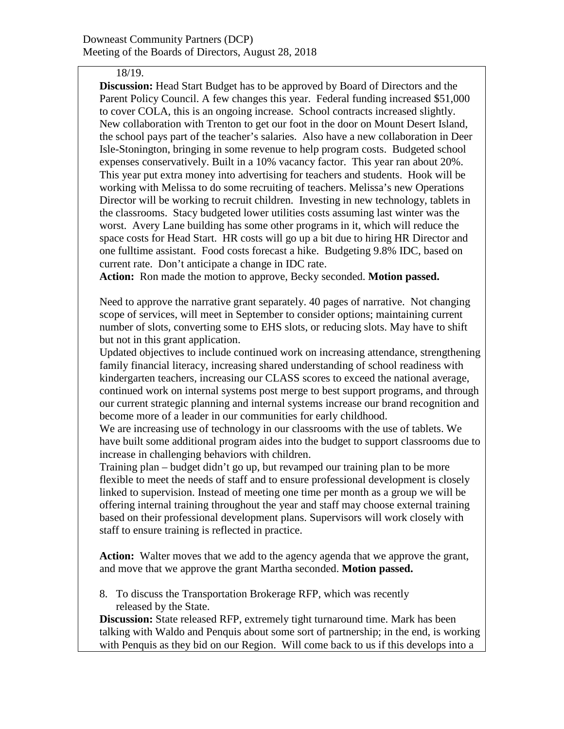18/19.

**Discussion:** Head Start Budget has to be approved by Board of Directors and the Parent Policy Council. A few changes this year. Federal funding increased $51,000 to cover COLA, this is an ongoing increase. School contracts increased slightly. New collaboration with Trenton to get our foot in the door on Mount Desert Island, the school pays part of the teacher's salaries. Also have a new collaboration in Deer Isle-Stonington, bringing in some revenue to help program costs. Budgeted school expenses conservatively. Built in a 10% vacancy factor. This year ran about 20%. This year put extra money into advertising for teachers and students. Hook will be working with Melissa to do some recruiting of teachers. Melissa's new Operations Director will be working to recruit children. Investing in new technology, tablets in the classrooms. Stacy budgeted lower utilities costs assuming last winter was the worst. Avery Lane building has some other programs in it, which will reduce the space costs for Head Start. HR costs will go up a bit due to hiring HR Director and one fulltime assistant. Food costs forecast a hike. Budgeting 9.8% IDC, based on current rate. Don't anticipate a change in IDC rate.

**Action:** Ron made the motion to approve, Becky seconded. **Motion passed.**

Need to approve the narrative grant separately. 40 pages of narrative. Not changing scope of services, will meet in September to consider options; maintaining current number of slots, converting some to EHS slots, or reducing slots. May have to shift but not in this grant application.

Updated objectives to include continued work on increasing attendance, strengthening family financial literacy, increasing shared understanding of school readiness with kindergarten teachers, increasing our CLASS scores to exceed the national average, continued work on internal systems post merge to best support programs, and through our current strategic planning and internal systems increase our brand recognition and become more of a leader in our communities for early childhood.

We are increasing use of technology in our classrooms with the use of tablets. We have built some additional program aides into the budget to support classrooms due to increase in challenging behaviors with children.

Training plan – budget didn't go up, but revamped our training plan to be more flexible to meet the needs of staff and to ensure professional development is closely linked to supervision. Instead of meeting one time per month as a group we will be offering internal training throughout the year and staff may choose external training based on their professional development plans. Supervisors will work closely with staff to ensure training is reflected in practice.

**Action:** Walter moves that we add to the agency agenda that we approve the grant, and move that we approve the grant Martha seconded. **Motion passed.**

8. To discuss the Transportation Brokerage RFP, which was recently released by the State.

**Discussion:** State released RFP, extremely tight turnaround time. Mark has been talking with Waldo and Penquis about some sort of partnership; in the end, is working with Penquis as they bid on our Region. Will come back to us if this develops into a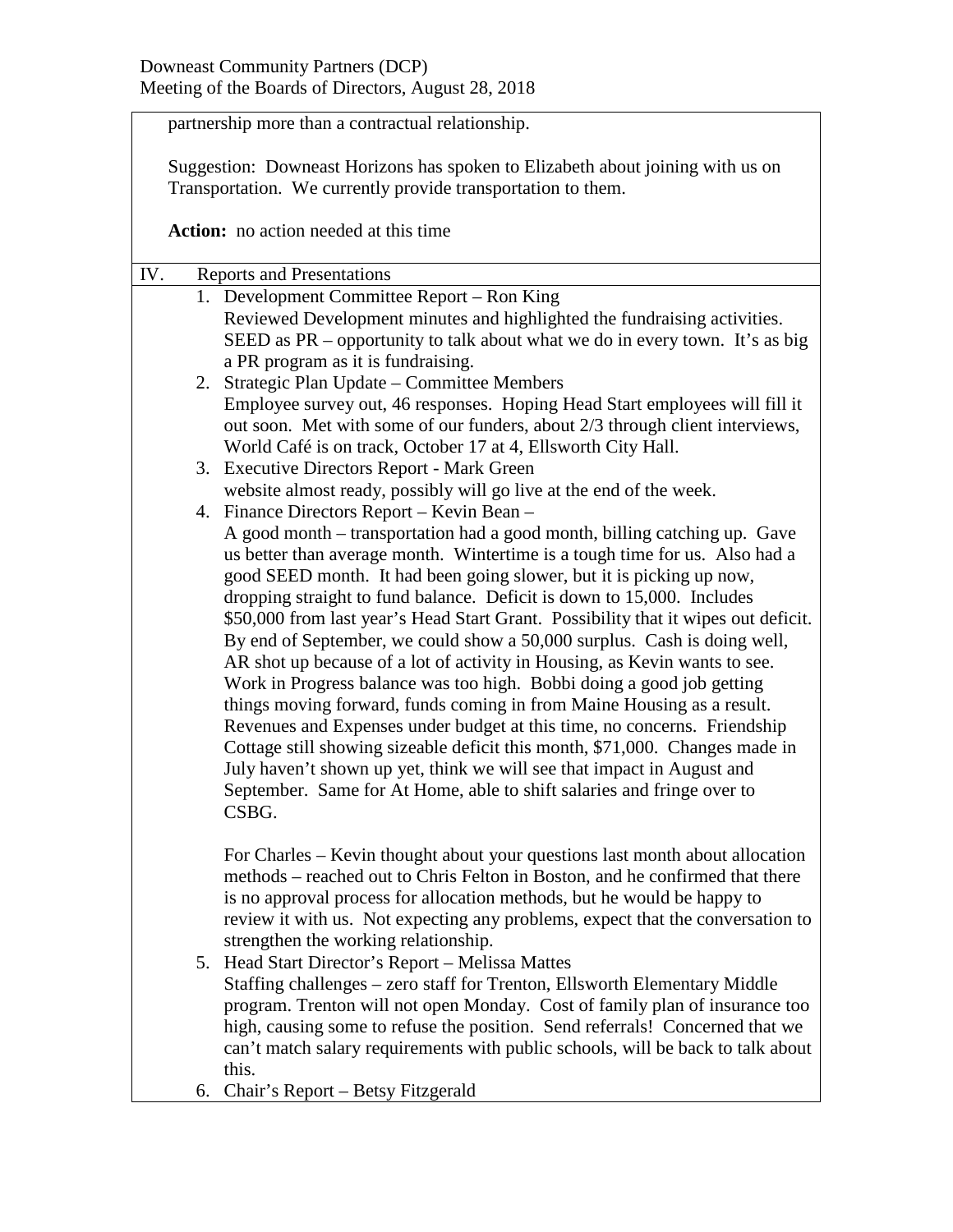partnership more than a contractual relationship.

Suggestion: Downeast Horizons has spoken to Elizabeth about joining with us on Transportation. We currently provide transportation to them.

**Action:** no action needed at this time

IV. Reports and Presentations

1. Development Committee Report – Ron King
   Reviewed Development minutes and highlighted the fundraising activities. SEED as PR – opportunity to talk about what we do in every town. It's as big a PR program as it is fundraising.
2. Strategic Plan Update – Committee Members
   Employee survey out, 46 responses. Hoping Head Start employees will fill it out soon. Met with some of our funders, about 2/3 through client interviews, World Café is on track, October 17 at 4, Ellsworth City Hall.
3. Executive Directors Report - Mark Green
   website almost ready, possibly will go live at the end of the week.
4. Finance Directors Report – Kevin Bean –
   A good month – transportation had a good month, billing catching up. Gave us better than average month. Wintertime is a tough time for us. Also had a good SEED month. It had been going slower, but it is picking up now, dropping straight to fund balance. Deficit is down to 15,000. Includes $50,000 from last year's Head Start Grant. Possibility that it wipes out deficit. By end of September, we could show a 50,000 surplus. Cash is doing well, AR shot up because of a lot of activity in Housing, as Kevin wants to see. Work in Progress balance was too high. Bobbi doing a good job getting things moving forward, funds coming in from Maine Housing as a result. Revenues and Expenses under budget at this time, no concerns. Friendship Cottage still showing sizeable deficit this month, $71,000. Changes made in July haven't shown up yet, think we will see that impact in August and September. Same for At Home, able to shift salaries and fringe over to CSBG.

   For Charles – Kevin thought about your questions last month about allocation methods – reached out to Chris Felton in Boston, and he confirmed that there is no approval process for allocation methods, but he would be happy to review it with us. Not expecting any problems, expect that the conversation to strengthen the working relationship.
5. Head Start Director's Report – Melissa Mattes
   Staffing challenges – zero staff for Trenton, Ellsworth Elementary Middle program. Trenton will not open Monday. Cost of family plan of insurance too high, causing some to refuse the position. Send referrals! Concerned that we can't match salary requirements with public schools, will be back to talk about this.
6. Chair's Report – Betsy Fitzgerald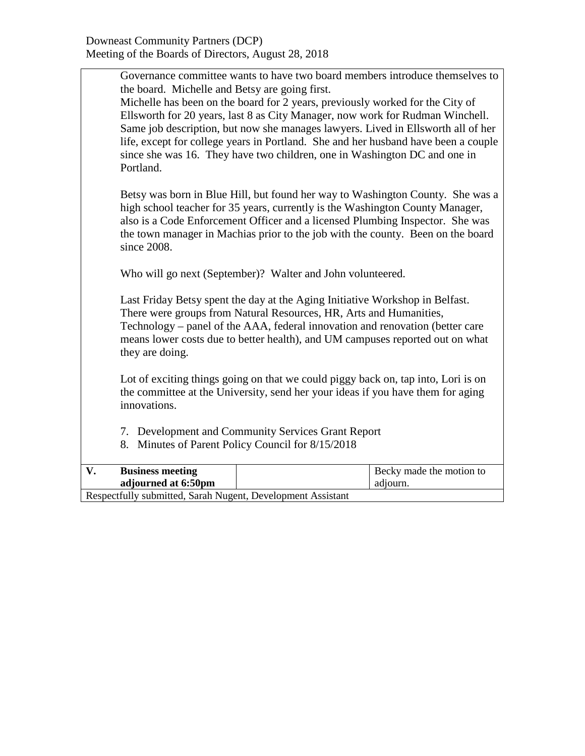Governance committee wants to have two board members introduce themselves to the board. Michelle and Betsy are going first.

Michelle has been on the board for 2 years, previously worked for the City of Ellsworth for 20 years, last 8 as City Manager, now work for Rudman Winchell. Same job description, but now she manages lawyers. Lived in Ellsworth all of her life, except for college years in Portland. She and her husband have been a couple since she was 16. They have two children, one in Washington DC and one in Portland.

Betsy was born in Blue Hill, but found her way to Washington County. She was a high school teacher for 35 years, currently is the Washington County Manager, also is a Code Enforcement Officer and a licensed Plumbing Inspector. She was the town manager in Machias prior to the job with the county. Been on the board since 2008.

Who will go next (September)? Walter and John volunteered.

Last Friday Betsy spent the day at the Aging Initiative Workshop in Belfast. There were groups from Natural Resources, HR, Arts and Humanities, Technology – panel of the AAA, federal innovation and renovation (better care means lower costs due to better health), and UM campuses reported out on what they are doing.

Lot of exciting things going on that we could piggy back on, tap into, Lori is on the committee at the University, send her your ideas if you have them for aging innovations.

7. Development and Community Services Grant Report
8. Minutes of Parent Policy Council for 8/15/2018

| | | | |
|---|---|---|---|
| **V.** | **Business meeting adjourned at 6:50pm** | | Becky made the motion to adjourn. |

Respectfully submitted, Sarah Nugent, Development Assistant